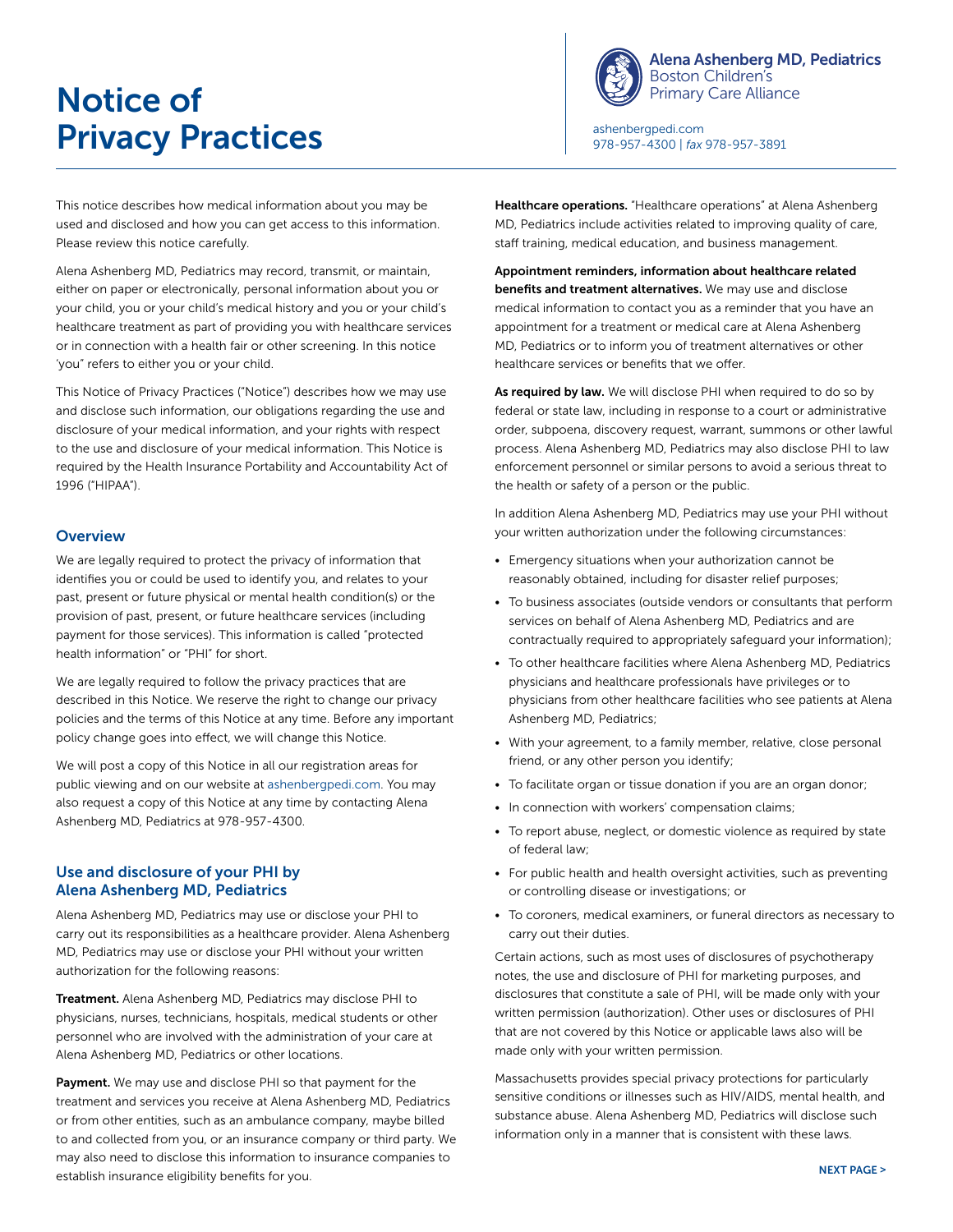# Notice of Privacy Practices

**Alena Ashenberg MD, Pediatrics**
Boston Children's
Primary Care Alliance

ashenbergpedi.com
978-957-4300 | *fax* 978-957-3891

This notice describes how medical information about you may be used and disclosed and how you can get access to this information. Please review this notice carefully.

Alena Ashenberg MD, Pediatrics may record, transmit, or maintain, either on paper or electronically, personal information about you or your child, you or your child's medical history and you or your child's healthcare treatment as part of providing you with healthcare services or in connection with a health fair or other screening. In this notice 'you' refers to either you or your child.

This Notice of Privacy Practices ("Notice") describes how we may use and disclose such information, our obligations regarding the use and disclosure of your medical information, and your rights with respect to the use and disclosure of your medical information. This Notice is required by the Health Insurance Portability and Accountability Act of 1996 ("HIPAA").

## Overview

We are legally required to protect the privacy of information that identifies you or could be used to identify you, and relates to your past, present or future physical or mental health condition(s) or the provision of past, present, or future healthcare services (including payment for those services). This information is called "protected health information" or "PHI" for short.

We are legally required to follow the privacy practices that are described in this Notice. We reserve the right to change our privacy policies and the terms of this Notice at any time. Before any important policy change goes into effect, we will change this Notice.

We will post a copy of this Notice in all our registration areas for public viewing and on our website at ashenbergpedi.com. You may also request a copy of this Notice at any time by contacting Alena Ashenberg MD, Pediatrics at 978-957-4300.

## Use and disclosure of your PHI by Alena Ashenberg MD, Pediatrics

Alena Ashenberg MD, Pediatrics may use or disclose your PHI to carry out its responsibilities as a healthcare provider. Alena Ashenberg MD, Pediatrics may use or disclose your PHI without your written authorization for the following reasons:

**Treatment.** Alena Ashenberg MD, Pediatrics may disclose PHI to physicians, nurses, technicians, hospitals, medical students or other personnel who are involved with the administration of your care at Alena Ashenberg MD, Pediatrics or other locations.

**Payment.** We may use and disclose PHI so that payment for the treatment and services you receive at Alena Ashenberg MD, Pediatrics or from other entities, such as an ambulance company, maybe billed to and collected from you, or an insurance company or third party. We may also need to disclose this information to insurance companies to establish insurance eligibility benefits for you.

**Healthcare operations.** "Healthcare operations" at Alena Ashenberg MD, Pediatrics include activities related to improving quality of care, staff training, medical education, and business management.

**Appointment reminders, information about healthcare related benefits and treatment alternatives.** We may use and disclose medical information to contact you as a reminder that you have an appointment for a treatment or medical care at Alena Ashenberg MD, Pediatrics or to inform you of treatment alternatives or other healthcare services or benefits that we offer.

**As required by law.** We will disclose PHI when required to do so by federal or state law, including in response to a court or administrative order, subpoena, discovery request, warrant, summons or other lawful process. Alena Ashenberg MD, Pediatrics may also disclose PHI to law enforcement personnel or similar persons to avoid a serious threat to the health or safety of a person or the public.

In addition Alena Ashenberg MD, Pediatrics may use your PHI without your written authorization under the following circumstances:

- Emergency situations when your authorization cannot be reasonably obtained, including for disaster relief purposes;
- To business associates (outside vendors or consultants that perform services on behalf of Alena Ashenberg MD, Pediatrics and are contractually required to appropriately safeguard your information);
- To other healthcare facilities where Alena Ashenberg MD, Pediatrics physicians and healthcare professionals have privileges or to physicians from other healthcare facilities who see patients at Alena Ashenberg MD, Pediatrics;
- With your agreement, to a family member, relative, close personal friend, or any other person you identify;
- To facilitate organ or tissue donation if you are an organ donor;
- In connection with workers' compensation claims;
- To report abuse, neglect, or domestic violence as required by state of federal law;
- For public health and health oversight activities, such as preventing or controlling disease or investigations; or
- To coroners, medical examiners, or funeral directors as necessary to carry out their duties.

Certain actions, such as most uses of disclosures of psychotherapy notes, the use and disclosure of PHI for marketing purposes, and disclosures that constitute a sale of PHI, will be made only with your written permission (authorization). Other uses or disclosures of PHI that are not covered by this Notice or applicable laws also will be made only with your written permission.

Massachusetts provides special privacy protections for particularly sensitive conditions or illnesses such as HIV/AIDS, mental health, and substance abuse. Alena Ashenberg MD, Pediatrics will disclose such information only in a manner that is consistent with these laws.

**NEXT PAGE >**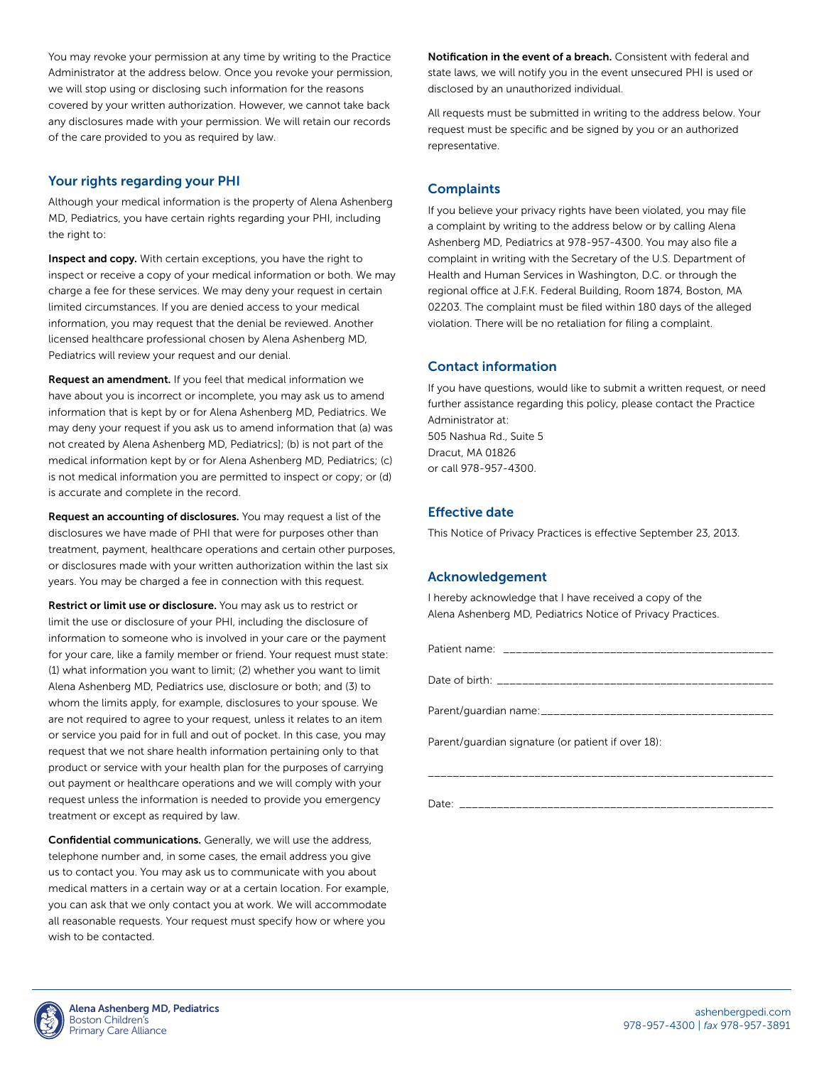You may revoke your permission at any time by writing to the Practice Administrator at the address below. Once you revoke your permission, we will stop using or disclosing such information for the reasons covered by your written authorization. However, we cannot take back any disclosures made with your permission. We will retain our records of the care provided to you as required by law.

## Your rights regarding your PHI

Although your medical information is the property of Alena Ashenberg MD, Pediatrics, you have certain rights regarding your PHI, including the right to:

**Inspect and copy.** With certain exceptions, you have the right to inspect or receive a copy of your medical information or both. We may charge a fee for these services. We may deny your request in certain limited circumstances. If you are denied access to your medical information, you may request that the denial be reviewed. Another licensed healthcare professional chosen by Alena Ashenberg MD, Pediatrics will review your request and our denial.

**Request an amendment.** If you feel that medical information we have about you is incorrect or incomplete, you may ask us to amend information that is kept by or for Alena Ashenberg MD, Pediatrics. We may deny your request if you ask us to amend information that (a) was not created by Alena Ashenberg MD, Pediatrics]; (b) is not part of the medical information kept by or for Alena Ashenberg MD, Pediatrics; (c) is not medical information you are permitted to inspect or copy; or (d) is accurate and complete in the record.

**Request an accounting of disclosures.** You may request a list of the disclosures we have made of PHI that were for purposes other than treatment, payment, healthcare operations and certain other purposes, or disclosures made with your written authorization within the last six years. You may be charged a fee in connection with this request.

**Restrict or limit use or disclosure.** You may ask us to restrict or limit the use or disclosure of your PHI, including the disclosure of information to someone who is involved in your care or the payment for your care, like a family member or friend. Your request must state: (1) what information you want to limit; (2) whether you want to limit Alena Ashenberg MD, Pediatrics use, disclosure or both; and (3) to whom the limits apply, for example, disclosures to your spouse. We are not required to agree to your request, unless it relates to an item or service you paid for in full and out of pocket. In this case, you may request that we not share health information pertaining only to that product or service with your health plan for the purposes of carrying out payment or healthcare operations and we will comply with your request unless the information is needed to provide you emergency treatment or except as required by law.

**Confidential communications.** Generally, we will use the address, telephone number and, in some cases, the email address you give us to contact you. You may ask us to communicate with you about medical matters in a certain way or at a certain location. For example, you can ask that we only contact you at work. We will accommodate all reasonable requests. Your request must specify how or where you wish to be contacted.

**Notification in the event of a breach.** Consistent with federal and state laws, we will notify you in the event unsecured PHI is used or disclosed by an unauthorized individual.

All requests must be submitted in writing to the address below. Your request must be specific and be signed by you or an authorized representative.

## Complaints

If you believe your privacy rights have been violated, you may file a complaint by writing to the address below or by calling Alena Ashenberg MD, Pediatrics at 978-957-4300. You may also file a complaint in writing with the Secretary of the U.S. Department of Health and Human Services in Washington, D.C. or through the regional office at J.F.K. Federal Building, Room 1874, Boston, MA 02203. The complaint must be filed within 180 days of the alleged violation. There will be no retaliation for filing a complaint.

## Contact information

If you have questions, would like to submit a written request, or need further assistance regarding this policy, please contact the Practice Administrator at:
505 Nashua Rd., Suite 5
Dracut, MA 01826
or call 978-957-4300.

## Effective date

This Notice of Privacy Practices is effective September 23, 2013.

## Acknowledgement

I hereby acknowledge that I have received a copy of the Alena Ashenberg MD, Pediatrics Notice of Privacy Practices.

Patient name: ____________________________________________

Date of birth: ____________________________________________

Parent/guardian name: ____________________________________________

Parent/guardian signature (or patient if over 18):

____________________________________________

Date: ____________________________________________

Alena Ashenberg MD, Pediatrics
Boston Children's
Primary Care Alliance

ashenbergpedi.com
978-957-4300 | *fax* 978-957-3891